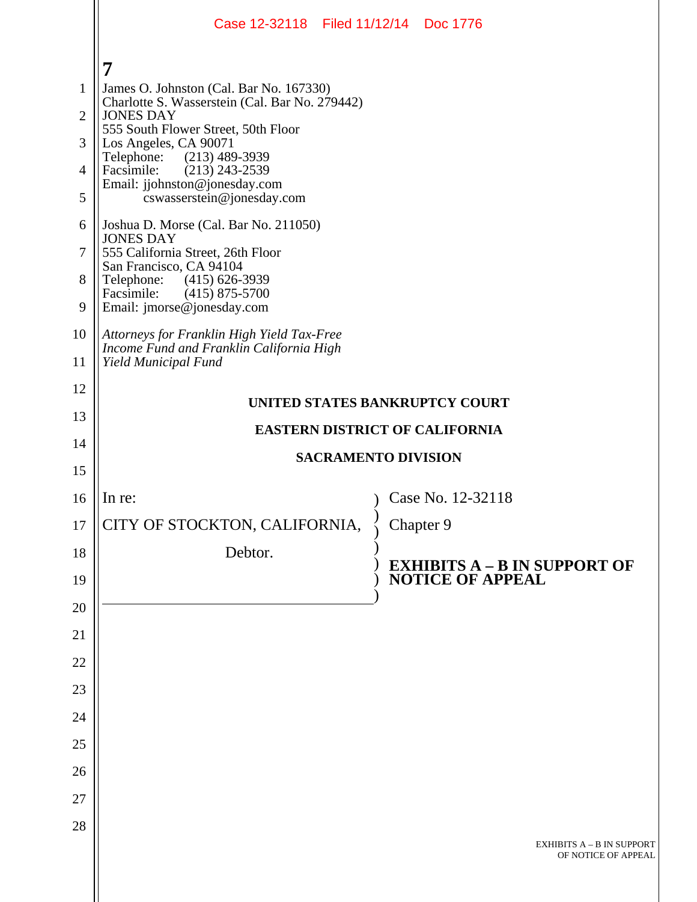**7**

James O. Johnston (Cal. Bar No. 167330)
Charlotte S. Wasserstein (Cal. Bar No. 279442)
JONES DAY
555 South Flower Street, 50th Floor
Los Angeles, CA 90071
Telephone: (213) 489-3939
Facsimile: (213) 243-2539
Email: jjohnston@jonesday.com
cswasserstein@jonesday.com

Joshua D. Morse (Cal. Bar No. 211050)
JONES DAY
555 California Street, 26th Floor
San Francisco, CA 94104
Telephone: (415) 626-3939
Facsimile: (415) 875-5700
Email: jmorse@jonesday.com

*Attorneys for Franklin High Yield Tax-Free Income Fund and Franklin California High Yield Municipal Fund*

**UNITED STATES BANKRUPTCY COURT**

**EASTERN DISTRICT OF CALIFORNIA**

**SACRAMENTO DIVISION**

| | |
|---|---|
| In re: | Case No. 12-32118 |
| CITY OF STOCKTON, CALIFORNIA, | Chapter 9 |
| Debtor. | **EXHIBITS A – B IN SUPPORT OF NOTICE OF APPEAL** |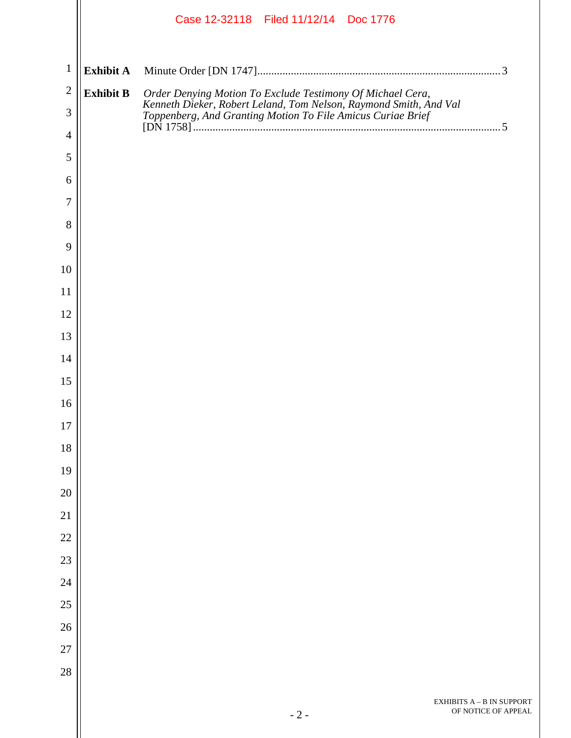| | | |
|---|---|---|
| **Exhibit A** | Minute Order [DN 1747] | 3 |
| **Exhibit B** | *Order Denying Motion To Exclude Testimony Of Michael Cera, Kenneth Dieker, Robert Leland, Tom Nelson, Raymond Smith, And Val Toppenberg, And Granting Motion To File Amicus Curiae Brief* [DN 1758] | 5 |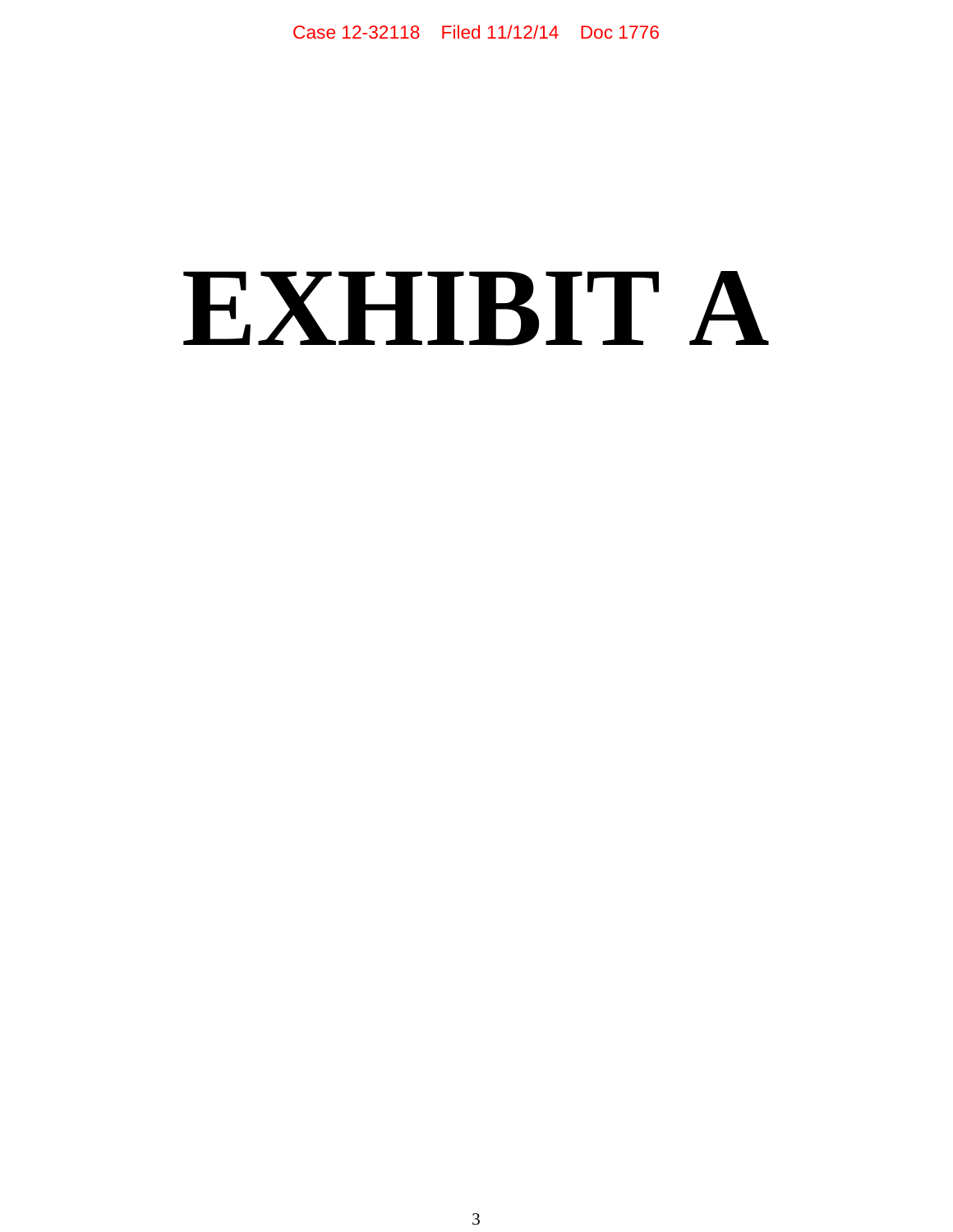# EXHIBIT A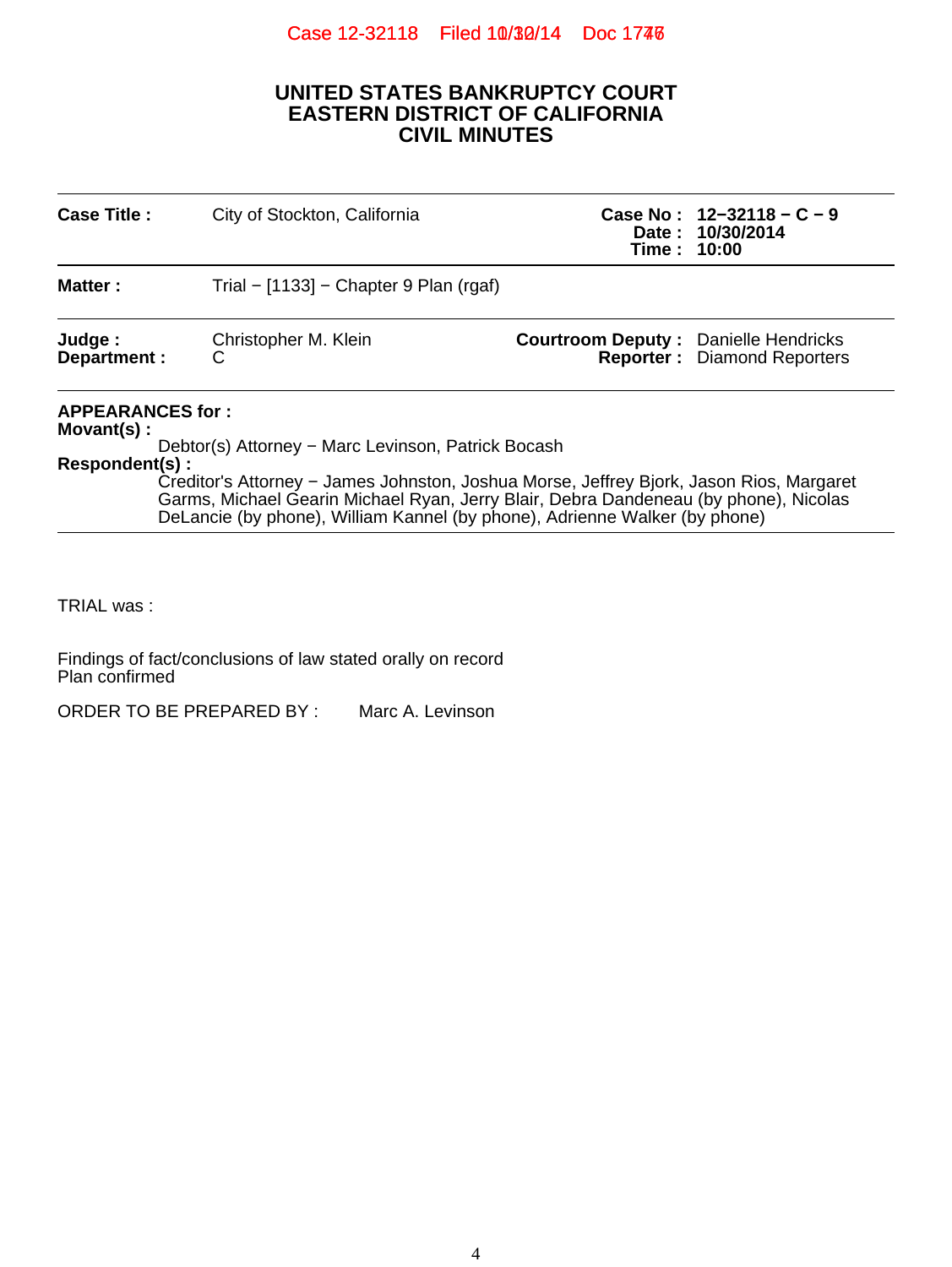# UNITED STATES BANKRUPTCY COURT
## EASTERN DISTRICT OF CALIFORNIA
## CIVIL MINUTES

| | | | |
|---|---|---|---|
| **Case Title :** | City of Stockton, California | **Case No :** | **12−32118 − C − 9** |
| | | **Date :** | **10/30/2014** |
| | | **Time :** | **10:00** |
| **Matter :** | Trial − [1133] − Chapter 9 Plan (rgaf) | | |
| **Judge :** | Christopher M. Klein | **Courtroom Deputy :** | Danielle Hendricks |
| **Department :** | C | **Reporter :** | Diamond Reporters |

**APPEARANCES for :**

**Movant(s) :**

Debtor(s) Attorney − Marc Levinson, Patrick Bocash

**Respondent(s) :**

Creditor's Attorney − James Johnston, Joshua Morse, Jeffrey Bjork, Jason Rios, Margaret Garms, Michael Gearin Michael Ryan, Jerry Blair, Debra Dandeneau (by phone), Nicolas DeLancie (by phone), William Kannel (by phone), Adrienne Walker (by phone)

TRIAL was :

Findings of fact/conclusions of law stated orally on record
Plan confirmed

ORDER TO BE PREPARED BY : Marc A. Levinson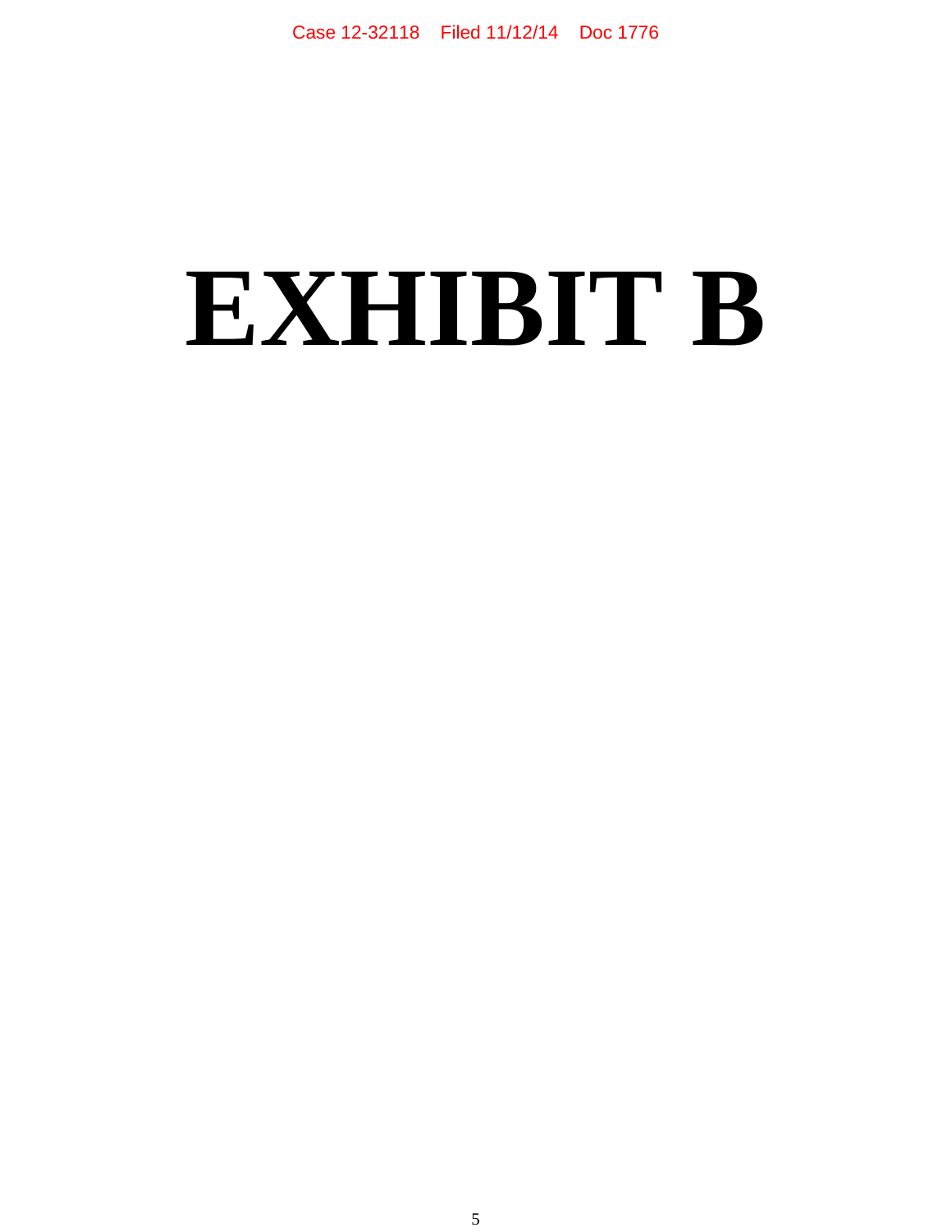# EXHIBIT B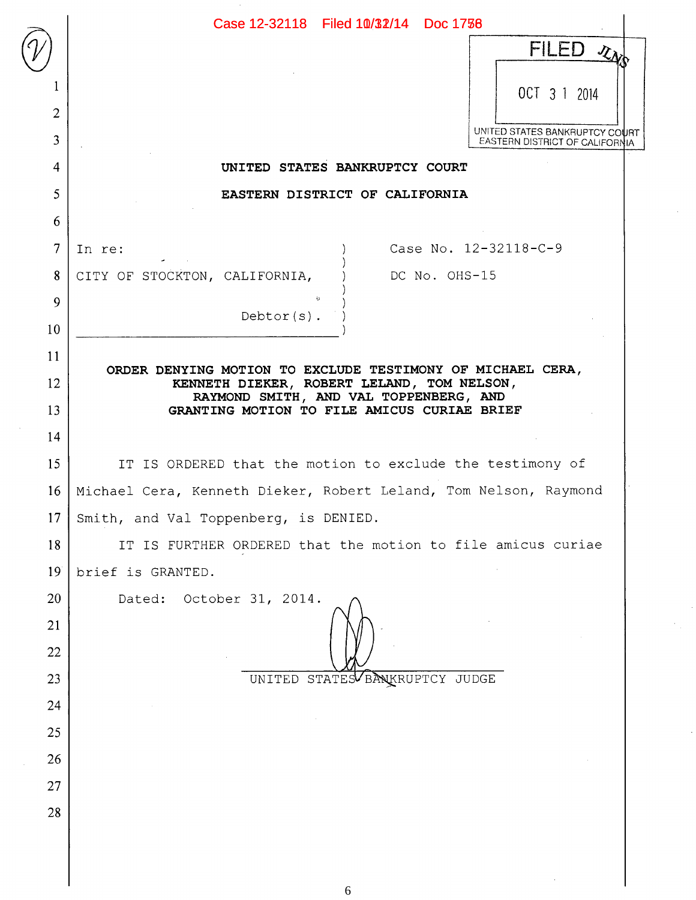FILED

OCT 31 2014

UNITED STATES BANKRUPTCY COURT
EASTERN DISTRICT OF CALIFORNIA

**UNITED STATES BANKRUPTCY COURT**

**EASTERN DISTRICT OF CALIFORNIA**

| | |
|---|---|
| In re: CITY OF STOCKTON, CALIFORNIA, Debtor(s). | Case No. 12-32118-C-9 DC No. OHS-15 |

**ORDER DENYING MOTION TO EXCLUDE TESTIMONY OF MICHAEL CERA, KENNETH DIEKER, ROBERT LELAND, TOM NELSON, RAYMOND SMITH, AND VAL TOPPENBERG, AND GRANTING MOTION TO FILE AMICUS CURIAE BRIEF**

IT IS ORDERED that the motion to exclude the testimony of Michael Cera, Kenneth Dieker, Robert Leland, Tom Nelson, Raymond Smith, and Val Toppenberg, is DENIED.

IT IS FURTHER ORDERED that the motion to file amicus curiae brief is GRANTED.

Dated: October 31, 2014.

UNITED STATES BANKRUPTCY JUDGE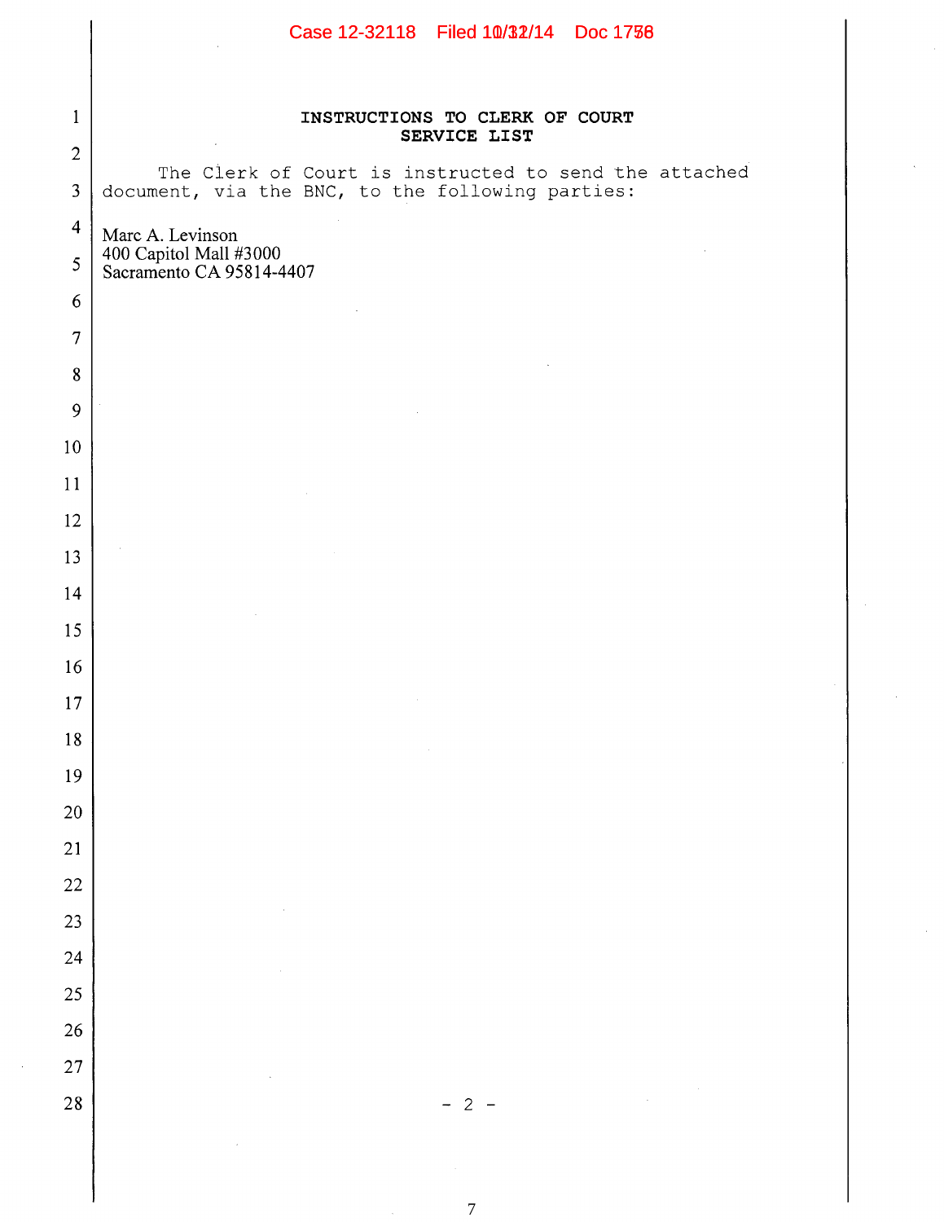**INSTRUCTIONS TO CLERK OF COURT**
**SERVICE LIST**

The Clerk of Court is instructed to send the attached document, via the BNC, to the following parties:

Marc A. Levinson
400 Capitol Mall #3000
Sacramento CA 95814-4407